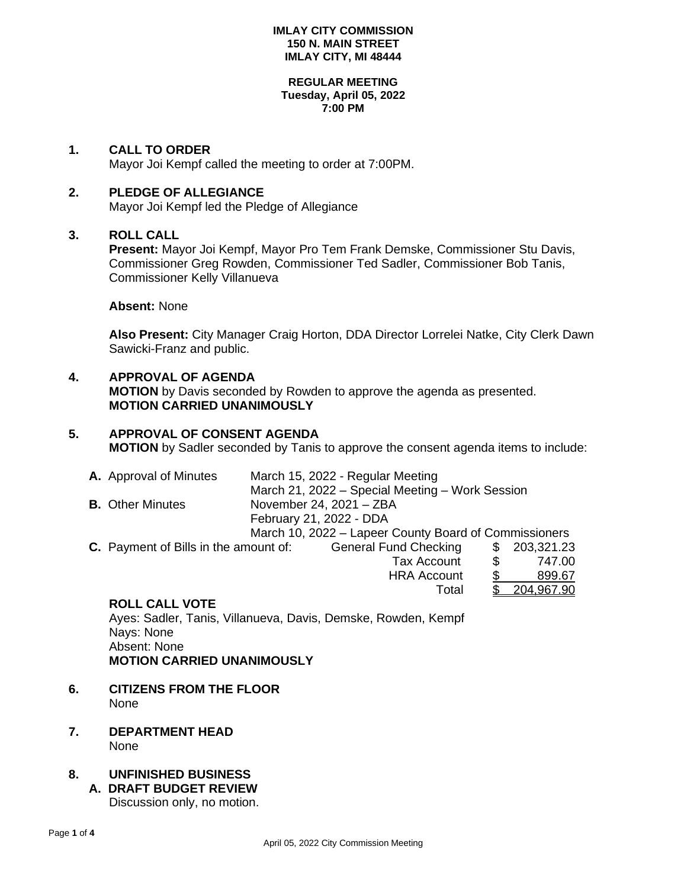**IMLAY CITY COMMISSION**
**150 N. MAIN STREET**
**IMLAY CITY, MI 48444**

**REGULAR MEETING**
**Tuesday, April 05, 2022**
**7:00 PM**

**1. CALL TO ORDER**
Mayor Joi Kempf called the meeting to order at 7:00PM.

**2. PLEDGE OF ALLEGIANCE**
Mayor Joi Kempf led the Pledge of Allegiance

**3. ROLL CALL**
**Present:** Mayor Joi Kempf, Mayor Pro Tem Frank Demske, Commissioner Stu Davis, Commissioner Greg Rowden, Commissioner Ted Sadler, Commissioner Bob Tanis, Commissioner Kelly Villanueva

**Absent:** None

**Also Present:** City Manager Craig Horton, DDA Director Lorrelei Natke, City Clerk Dawn Sawicki-Franz and public.

**4. APPROVAL OF AGENDA**
**MOTION** by Davis seconded by Rowden to approve the agenda as presented.
**MOTION CARRIED UNANIMOUSLY**

**5. APPROVAL OF CONSENT AGENDA**
**MOTION** by Sadler seconded by Tanis to approve the consent agenda items to include:

**A.** Approval of Minutes — March 15, 2022 - Regular Meeting
March 21, 2022 – Special Meeting – Work Session

**B.** Other Minutes — November 24, 2021 – ZBA
February 21, 2022 - DDA
March 10, 2022 – Lapeer County Board of Commissioners

**C.** Payment of Bills in the amount of:

| | | |
|---|---|---|
| General Fund Checking | $ | 203,321.23 |
| Tax Account | $ | 747.00 |
| HRA Account | $ | 899.67 |
| Total | $ | 204,967.90 |

**ROLL CALL VOTE**
Ayes: Sadler, Tanis, Villanueva, Davis, Demske, Rowden, Kempf
Nays: None
Absent: None
**MOTION CARRIED UNANIMOUSLY**

**6. CITIZENS FROM THE FLOOR**
None

**7. DEPARTMENT HEAD**
None

**8. UNFINISHED BUSINESS**
**A. DRAFT BUDGET REVIEW**
Discussion only, no motion.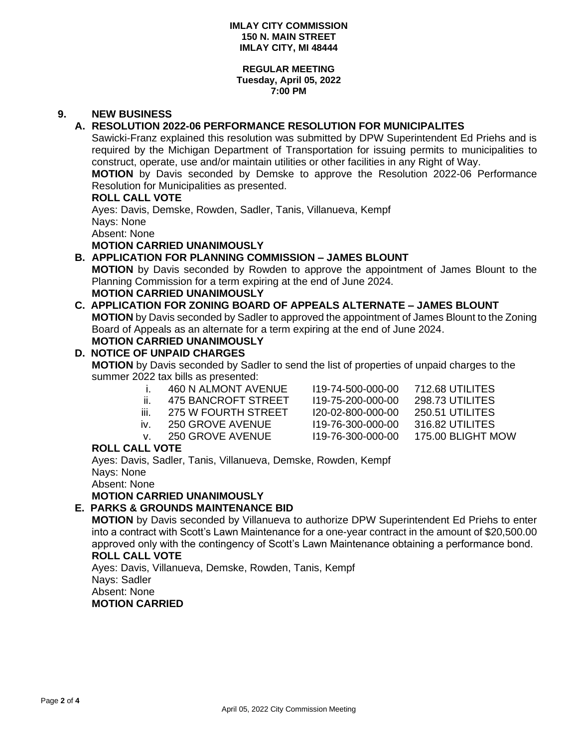**IMLAY CITY COMMISSION**
**150 N. MAIN STREET**
**IMLAY CITY, MI 48444**

**REGULAR MEETING**
**Tuesday, April 05, 2022**
**7:00 PM**

## 9. NEW BUSINESS

### A. RESOLUTION 2022-06 PERFORMANCE RESOLUTION FOR MUNICIPALITES

Sawicki-Franz explained this resolution was submitted by DPW Superintendent Ed Priehs and is required by the Michigan Department of Transportation for issuing permits to municipalities to construct, operate, use and/or maintain utilities or other facilities in any Right of Way.

**MOTION** by Davis seconded by Demske to approve the Resolution 2022-06 Performance Resolution for Municipalities as presented.

**ROLL CALL VOTE**

Ayes: Davis, Demske, Rowden, Sadler, Tanis, Villanueva, Kempf
Nays: None
Absent: None

**MOTION CARRIED UNANIMOUSLY**

### B. APPLICATION FOR PLANNING COMMISSION – JAMES BLOUNT

**MOTION** by Davis seconded by Rowden to approve the appointment of James Blount to the Planning Commission for a term expiring at the end of June 2024.

**MOTION CARRIED UNANIMOUSLY**

### C. APPLICATION FOR ZONING BOARD OF APPEALS ALTERNATE – JAMES BLOUNT

**MOTION** by Davis seconded by Sadler to approved the appointment of James Blount to the Zoning Board of Appeals as an alternate for a term expiring at the end of June 2024.

**MOTION CARRIED UNANIMOUSLY**

### D. NOTICE OF UNPAID CHARGES

**MOTION** by Davis seconded by Sadler to send the list of properties of unpaid charges to the summer 2022 tax bills as presented:

| | Address | Parcel | Amount |
|---|---|---|---|
| i. | 460 N ALMONT AVENUE | I19-74-500-000-00 | 712.68 UTILITES |
| ii. | 475 BANCROFT STREET | I19-75-200-000-00 | 298.73 UTILITES |
| iii. | 275 W FOURTH STREET | I20-02-800-000-00 | 250.51 UTILITES |
| iv. | 250 GROVE AVENUE | I19-76-300-000-00 | 316.82 UTILITES |
| v. | 250 GROVE AVENUE | I19-76-300-000-00 | 175.00 BLIGHT MOW |

**ROLL CALL VOTE**

Ayes: Davis, Sadler, Tanis, Villanueva, Demske, Rowden, Kempf
Nays: None
Absent: None

**MOTION CARRIED UNANIMOUSLY**

### E. PARKS & GROUNDS MAINTENANCE BID

**MOTION** by Davis seconded by Villanueva to authorize DPW Superintendent Ed Priehs to enter into a contract with Scott's Lawn Maintenance for a one-year contract in the amount of $20,500.00 approved only with the contingency of Scott's Lawn Maintenance obtaining a performance bond.

**ROLL CALL VOTE**

Ayes: Davis, Villanueva, Demske, Rowden, Tanis, Kempf
Nays: Sadler
Absent: None

**MOTION CARRIED**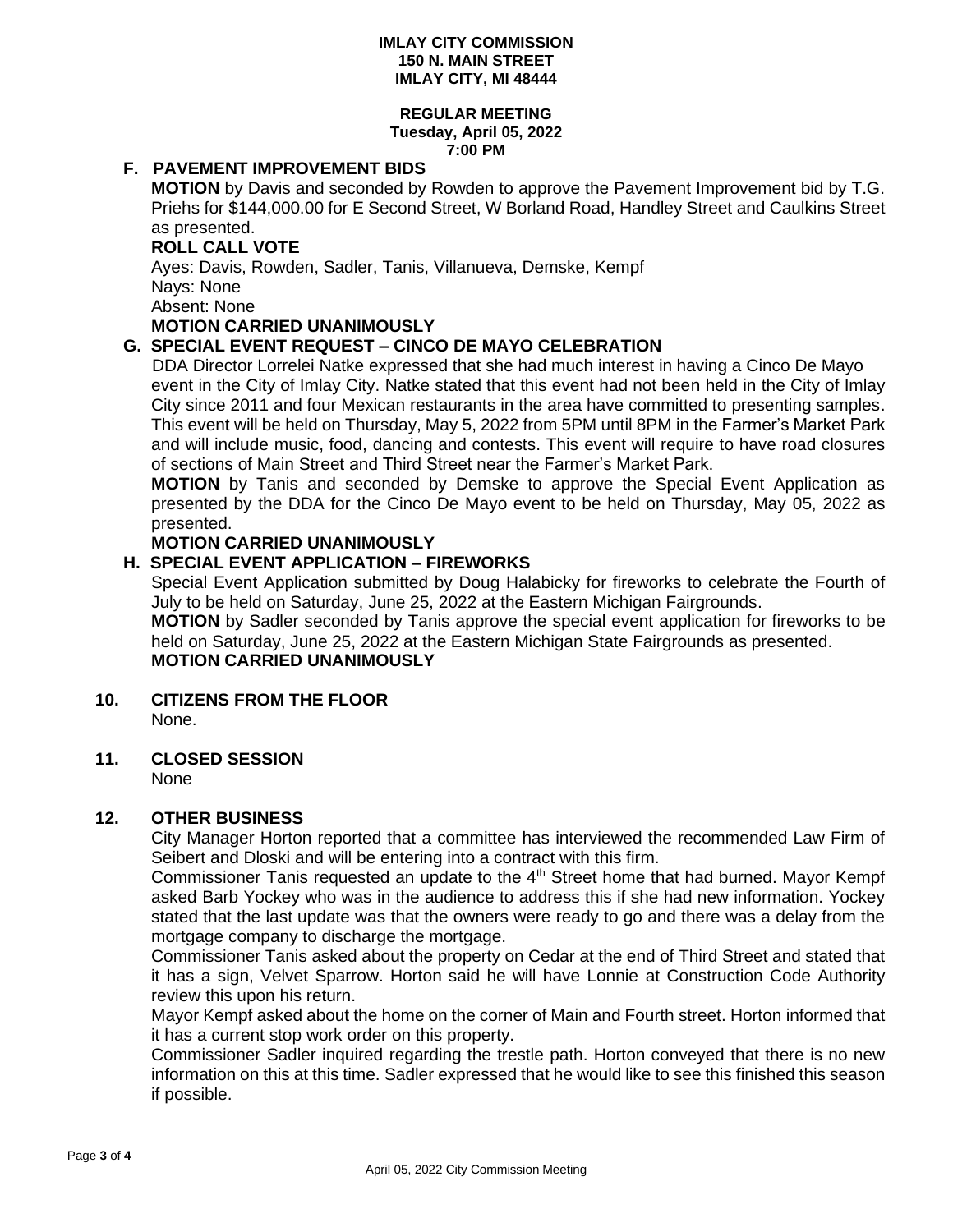**IMLAY CITY COMMISSION**
**150 N. MAIN STREET**
**IMLAY CITY, MI 48444**

**REGULAR MEETING**
**Tuesday, April 05, 2022**
**7:00 PM**

### F. PAVEMENT IMPROVEMENT BIDS

**MOTION** by Davis and seconded by Rowden to approve the Pavement Improvement bid by T.G. Priehs for $144,000.00 for E Second Street, W Borland Road, Handley Street and Caulkins Street as presented.

**ROLL CALL VOTE**

Ayes: Davis, Rowden, Sadler, Tanis, Villanueva, Demske, Kempf
Nays: None
Absent: None

**MOTION CARRIED UNANIMOUSLY**

### G. SPECIAL EVENT REQUEST – CINCO DE MAYO CELEBRATION

DDA Director Lorrelei Natke expressed that she had much interest in having a Cinco De Mayo event in the City of Imlay City. Natke stated that this event had not been held in the City of Imlay City since 2011 and four Mexican restaurants in the area have committed to presenting samples. This event will be held on Thursday, May 5, 2022 from 5PM until 8PM in the Farmer's Market Park and will include music, food, dancing and contests. This event will require to have road closures of sections of Main Street and Third Street near the Farmer's Market Park.

**MOTION** by Tanis and seconded by Demske to approve the Special Event Application as presented by the DDA for the Cinco De Mayo event to be held on Thursday, May 05, 2022 as presented.

**MOTION CARRIED UNANIMOUSLY**

### H. SPECIAL EVENT APPLICATION – FIREWORKS

Special Event Application submitted by Doug Halabicky for fireworks to celebrate the Fourth of July to be held on Saturday, June 25, 2022 at the Eastern Michigan Fairgrounds.

**MOTION** by Sadler seconded by Tanis approve the special event application for fireworks to be held on Saturday, June 25, 2022 at the Eastern Michigan State Fairgrounds as presented.

**MOTION CARRIED UNANIMOUSLY**

## 10. CITIZENS FROM THE FLOOR

None.

## 11. CLOSED SESSION

None

## 12. OTHER BUSINESS

City Manager Horton reported that a committee has interviewed the recommended Law Firm of Seibert and Dloski and will be entering into a contract with this firm.

Commissioner Tanis requested an update to the 4th Street home that had burned. Mayor Kempf asked Barb Yockey who was in the audience to address this if she had new information. Yockey stated that the last update was that the owners were ready to go and there was a delay from the mortgage company to discharge the mortgage.

Commissioner Tanis asked about the property on Cedar at the end of Third Street and stated that it has a sign, Velvet Sparrow. Horton said he will have Lonnie at Construction Code Authority review this upon his return.

Mayor Kempf asked about the home on the corner of Main and Fourth street. Horton informed that it has a current stop work order on this property.

Commissioner Sadler inquired regarding the trestle path. Horton conveyed that there is no new information on this at this time. Sadler expressed that he would like to see this finished this season if possible.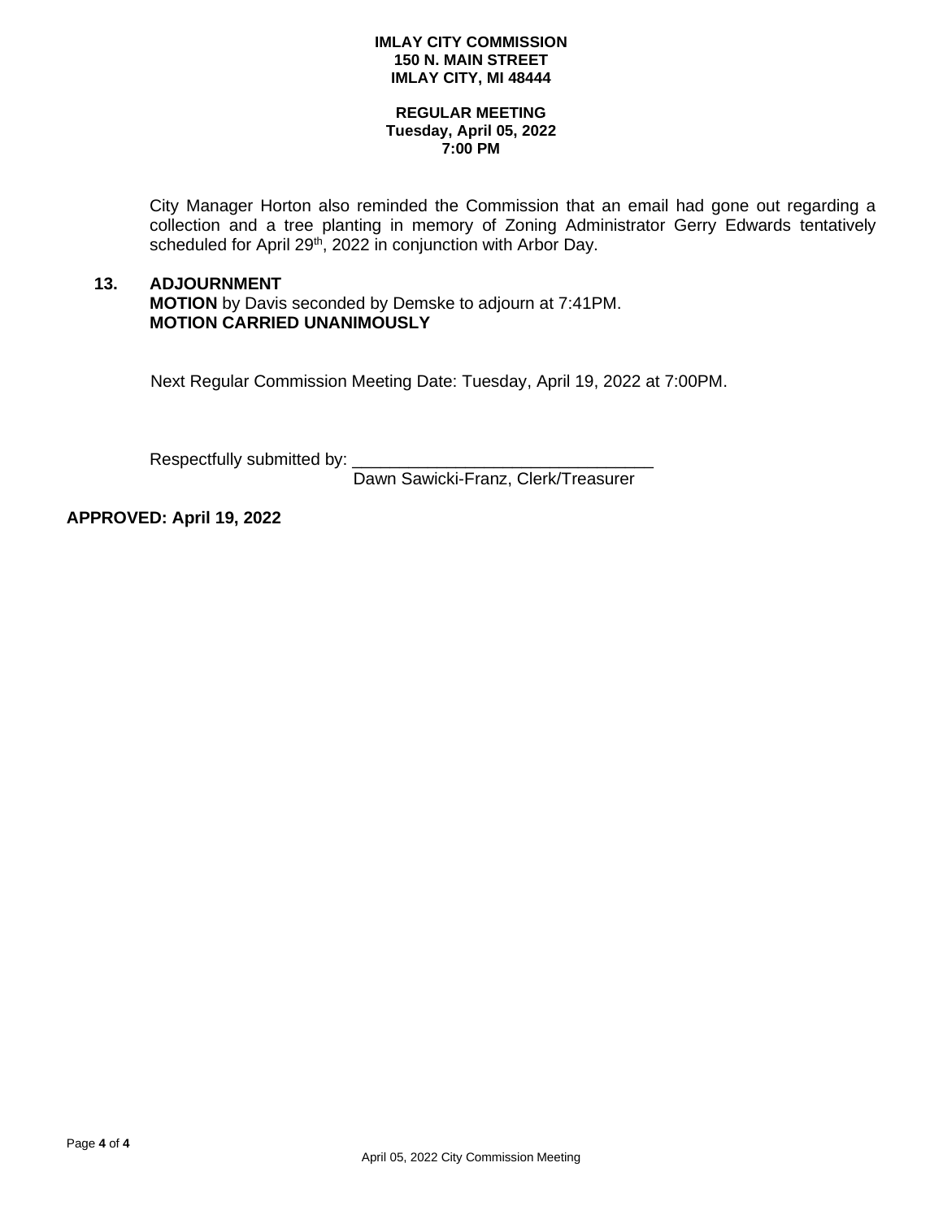City Manager Horton also reminded the Commission that an email had gone out regarding a collection and a tree planting in memory of Zoning Administrator Gerry Edwards tentatively scheduled for April 29th, 2022 in conjunction with Arbor Day.

**13. ADJOURNMENT**

**MOTION** by Davis seconded by Demske to adjourn at 7:41PM.
**MOTION CARRIED UNANIMOUSLY**

Next Regular Commission Meeting Date: Tuesday, April 19, 2022 at 7:00PM.

Respectfully submitted by: ________________________________
Dawn Sawicki-Franz, Clerk/Treasurer

**APPROVED: April 19, 2022**